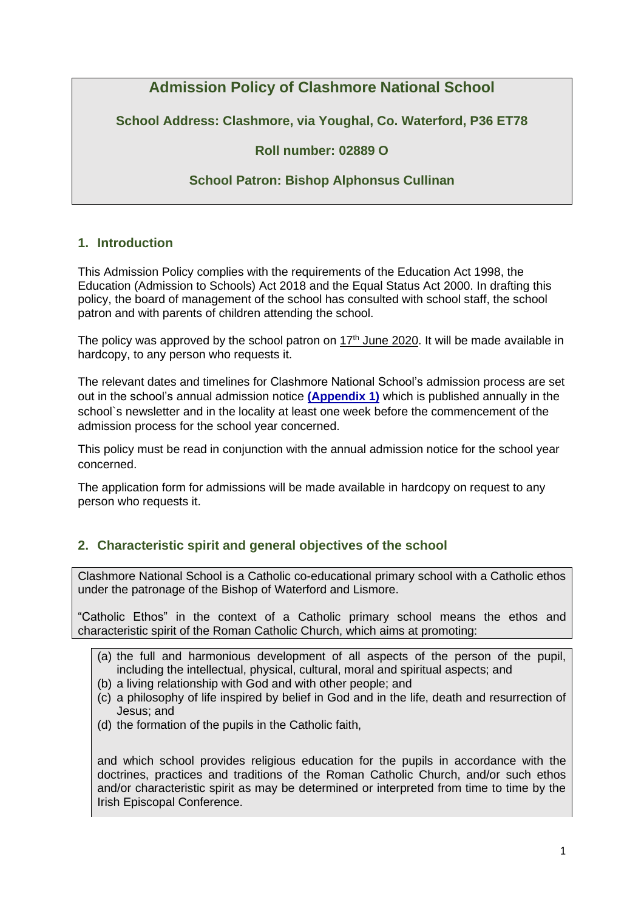# Admission Policy of Clashmore National School

**School Address: Clashmore, via Youghal, Co. Waterford, P36 ET78**

**Roll number: 02889 O**

**School Patron: Bishop Alphonsus Cullinan**

## 1. Introduction

This Admission Policy complies with the requirements of the Education Act 1998, the Education (Admission to Schools) Act 2018 and the Equal Status Act 2000. In drafting this policy, the board of management of the school has consulted with school staff, the school patron and with parents of children attending the school.

The policy was approved by the school patron on 17th June 2020. It will be made available in hardcopy, to any person who requests it.

The relevant dates and timelines for Clashmore National School's admission process are set out in the school's annual admission notice **(Appendix 1)** which is published annually in the school`s newsletter and in the locality at least one week before the commencement of the admission process for the school year concerned.

This policy must be read in conjunction with the annual admission notice for the school year concerned.

The application form for admissions will be made available in hardcopy on request to any person who requests it.

## 2. Characteristic spirit and general objectives of the school

Clashmore National School is a Catholic co-educational primary school with a Catholic ethos under the patronage of the Bishop of Waterford and Lismore.

"Catholic Ethos" in the context of a Catholic primary school means the ethos and characteristic spirit of the Roman Catholic Church, which aims at promoting:

(a) the full and harmonious development of all aspects of the person of the pupil, including the intellectual, physical, cultural, moral and spiritual aspects; and
(b) a living relationship with God and with other people; and
(c) a philosophy of life inspired by belief in God and in the life, death and resurrection of Jesus; and
(d) the formation of the pupils in the Catholic faith,

and which school provides religious education for the pupils in accordance with the doctrines, practices and traditions of the Roman Catholic Church, and/or such ethos and/or characteristic spirit as may be determined or interpreted from time to time by the Irish Episcopal Conference.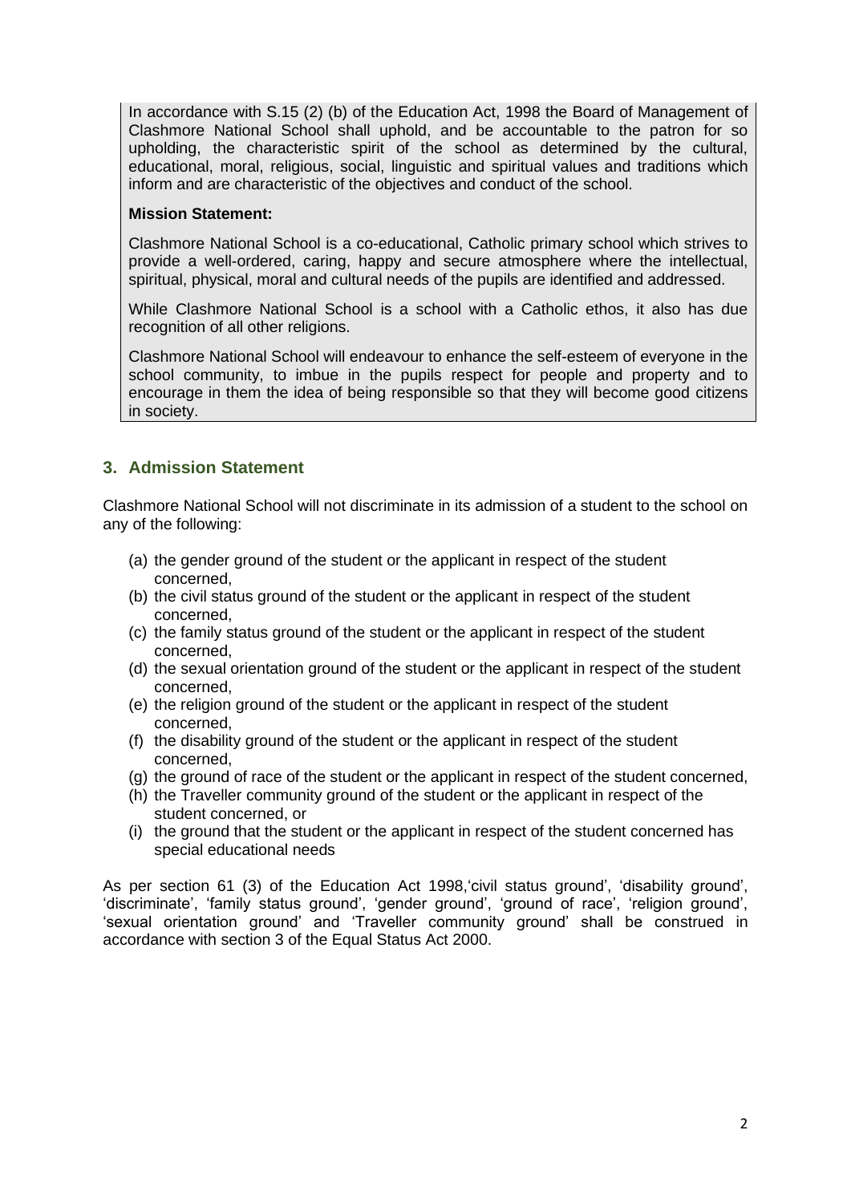In accordance with S.15 (2) (b) of the Education Act, 1998 the Board of Management of Clashmore National School shall uphold, and be accountable to the patron for so upholding, the characteristic spirit of the school as determined by the cultural, educational, moral, religious, social, linguistic and spiritual values and traditions which inform and are characteristic of the objectives and conduct of the school.

**Mission Statement:**

Clashmore National School is a co-educational, Catholic primary school which strives to provide a well-ordered, caring, happy and secure atmosphere where the intellectual, spiritual, physical, moral and cultural needs of the pupils are identified and addressed.

While Clashmore National School is a school with a Catholic ethos, it also has due recognition of all other religions.

Clashmore National School will endeavour to enhance the self-esteem of everyone in the school community, to imbue in the pupils respect for people and property and to encourage in them the idea of being responsible so that they will become good citizens in society.

## 3. Admission Statement

Clashmore National School will not discriminate in its admission of a student to the school on any of the following:

(a) the gender ground of the student or the applicant in respect of the student concerned,
(b) the civil status ground of the student or the applicant in respect of the student concerned,
(c) the family status ground of the student or the applicant in respect of the student concerned,
(d) the sexual orientation ground of the student or the applicant in respect of the student concerned,
(e) the religion ground of the student or the applicant in respect of the student concerned,
(f) the disability ground of the student or the applicant in respect of the student concerned,
(g) the ground of race of the student or the applicant in respect of the student concerned,
(h) the Traveller community ground of the student or the applicant in respect of the student concerned, or
(i) the ground that the student or the applicant in respect of the student concerned has special educational needs

As per section 61 (3) of the Education Act 1998,'civil status ground', 'disability ground', 'discriminate', 'family status ground', 'gender ground', 'ground of race', 'religion ground', 'sexual orientation ground' and 'Traveller community ground' shall be construed in accordance with section 3 of the Equal Status Act 2000.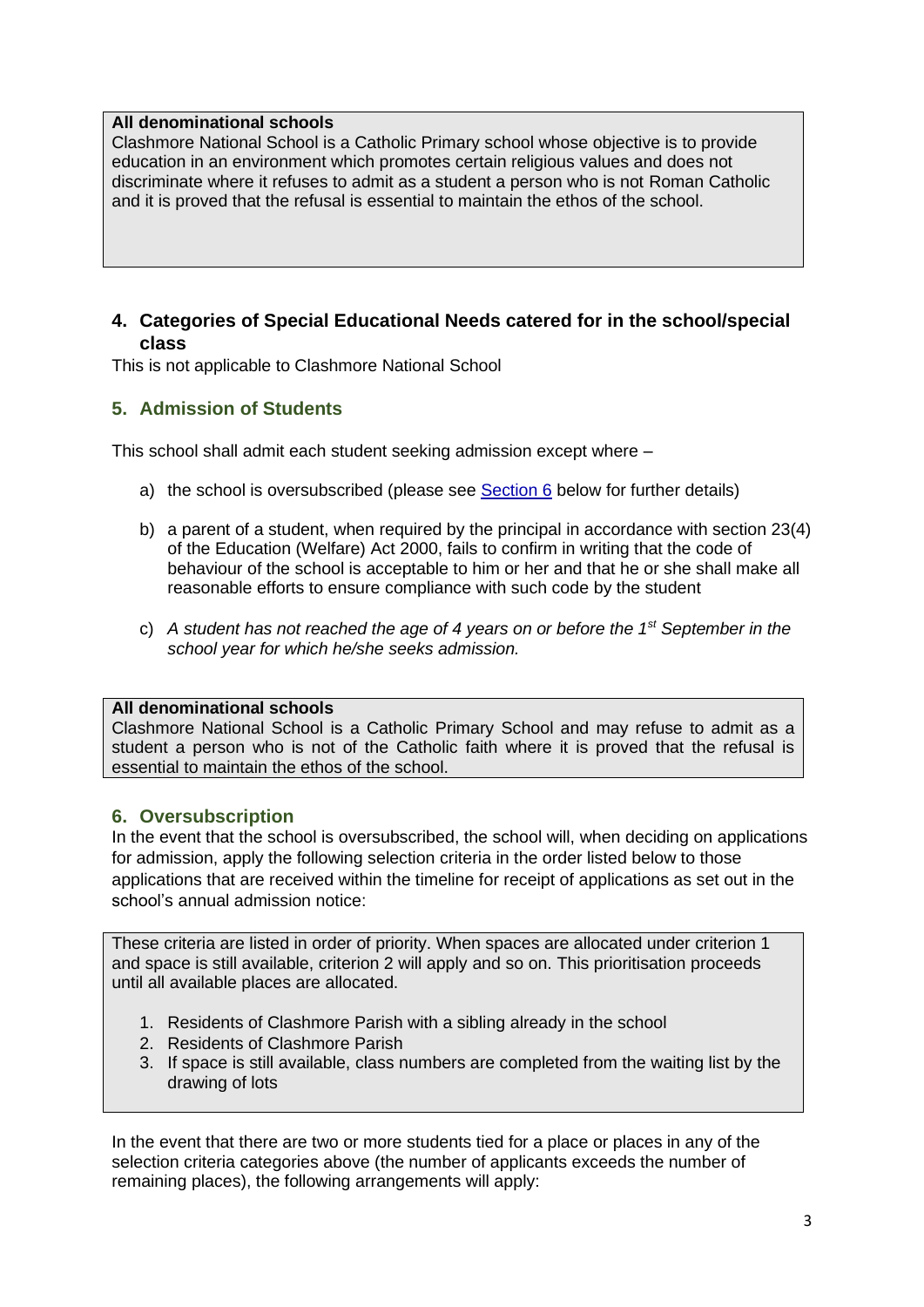**All denominational schools**
Clashmore National School is a Catholic Primary school whose objective is to provide education in an environment which promotes certain religious values and does not discriminate where it refuses to admit as a student a person who is not Roman Catholic and it is proved that the refusal is essential to maintain the ethos of the school.

## 4. Categories of Special Educational Needs catered for in the school/special class

This is not applicable to Clashmore National School

## 5. Admission of Students

This school shall admit each student seeking admission except where –

a) the school is oversubscribed (please see Section 6 below for further details)

b) a parent of a student, when required by the principal in accordance with section 23(4) of the Education (Welfare) Act 2000, fails to confirm in writing that the code of behaviour of the school is acceptable to him or her and that he or she shall make all reasonable efforts to ensure compliance with such code by the student

c) *A student has not reached the age of 4 years on or before the 1st September in the school year for which he/she seeks admission.*

**All denominational schools**
Clashmore National School is a Catholic Primary School and may refuse to admit as a student a person who is not of the Catholic faith where it is proved that the refusal is essential to maintain the ethos of the school.

## 6. Oversubscription

In the event that the school is oversubscribed, the school will, when deciding on applications for admission, apply the following selection criteria in the order listed below to those applications that are received within the timeline for receipt of applications as set out in the school's annual admission notice:

These criteria are listed in order of priority. When spaces are allocated under criterion 1 and space is still available, criterion 2 will apply and so on. This prioritisation proceeds until all available places are allocated.

1. Residents of Clashmore Parish with a sibling already in the school
2. Residents of Clashmore Parish
3. If space is still available, class numbers are completed from the waiting list by the drawing of lots

In the event that there are two or more students tied for a place or places in any of the selection criteria categories above (the number of applicants exceeds the number of remaining places), the following arrangements will apply: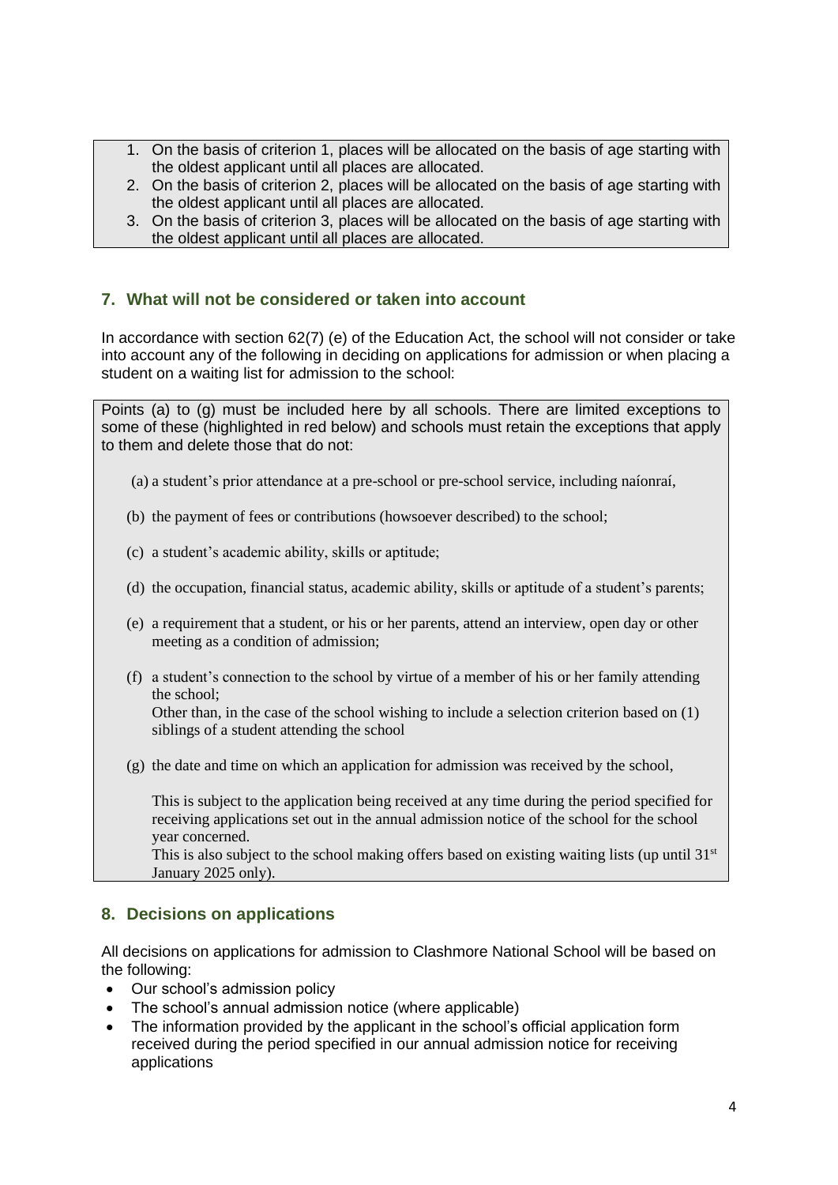1. On the basis of criterion 1, places will be allocated on the basis of age starting with the oldest applicant until all places are allocated.
2. On the basis of criterion 2, places will be allocated on the basis of age starting with the oldest applicant until all places are allocated.
3. On the basis of criterion 3, places will be allocated on the basis of age starting with the oldest applicant until all places are allocated.

## 7. What will not be considered or taken into account

In accordance with section 62(7) (e) of the Education Act, the school will not consider or take into account any of the following in deciding on applications for admission or when placing a student on a waiting list for admission to the school:

Points (a) to (g) must be included here by all schools. There are limited exceptions to some of these (highlighted in red below) and schools must retain the exceptions that apply to them and delete those that do not:

(a) a student's prior attendance at a pre-school or pre-school service, including naíonraí,

(b) the payment of fees or contributions (howsoever described) to the school;

(c) a student's academic ability, skills or aptitude;

(d) the occupation, financial status, academic ability, skills or aptitude of a student's parents;

(e) a requirement that a student, or his or her parents, attend an interview, open day or other meeting as a condition of admission;

(f) a student's connection to the school by virtue of a member of his or her family attending the school;
Other than, in the case of the school wishing to include a selection criterion based on (1) siblings of a student attending the school

(g) the date and time on which an application for admission was received by the school,

This is subject to the application being received at any time during the period specified for receiving applications set out in the annual admission notice of the school for the school year concerned.
This is also subject to the school making offers based on existing waiting lists (up until 31st January 2025 only).

## 8. Decisions on applications

All decisions on applications for admission to Clashmore National School will be based on the following:

- Our school's admission policy
- The school's annual admission notice (where applicable)
- The information provided by the applicant in the school's official application form received during the period specified in our annual admission notice for receiving applications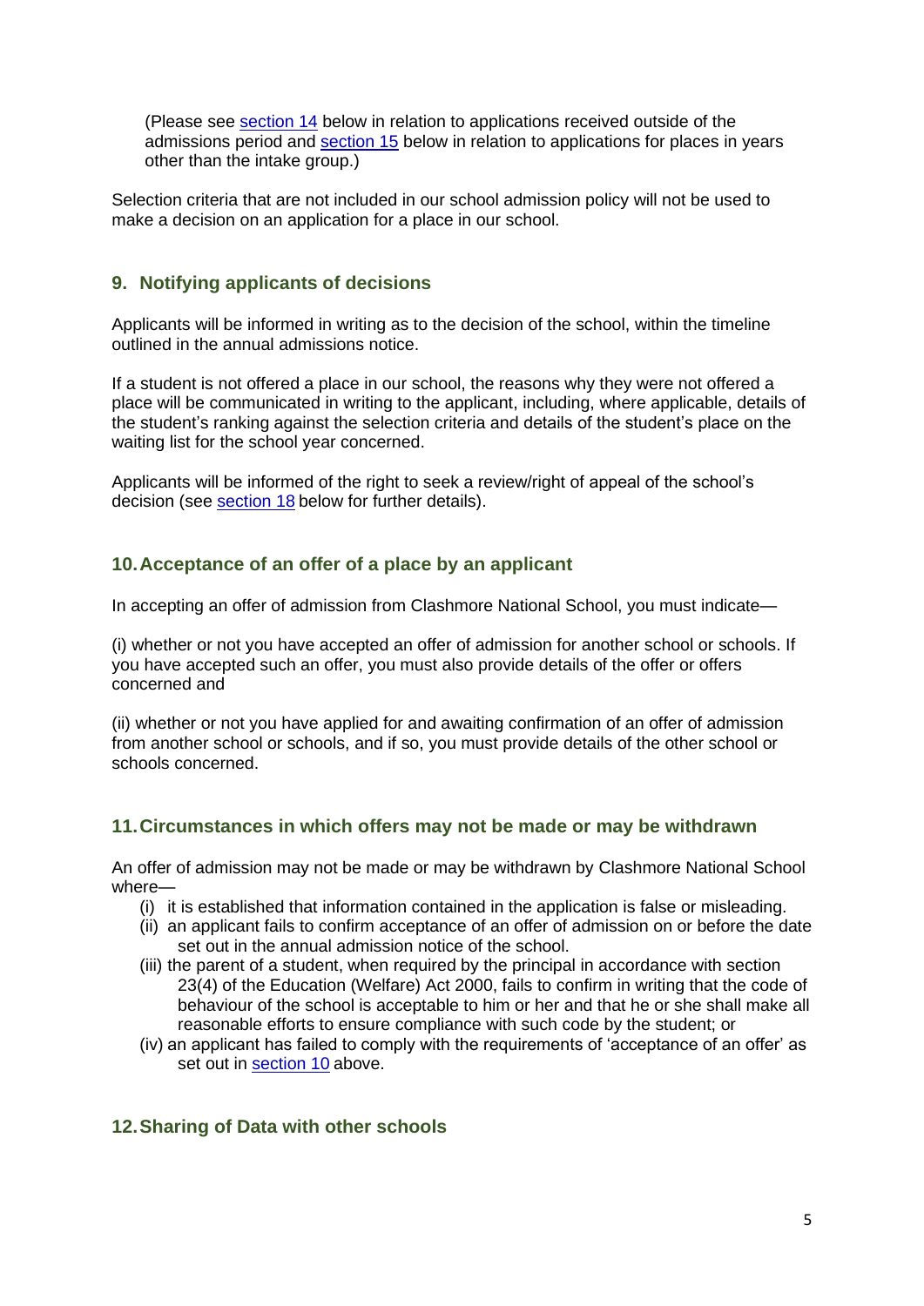(Please see section 14 below in relation to applications received outside of the admissions period and section 15 below in relation to applications for places in years other than the intake group.)

Selection criteria that are not included in our school admission policy will not be used to make a decision on an application for a place in our school.

## 9. Notifying applicants of decisions

Applicants will be informed in writing as to the decision of the school, within the timeline outlined in the annual admissions notice.

If a student is not offered a place in our school, the reasons why they were not offered a place will be communicated in writing to the applicant, including, where applicable, details of the student's ranking against the selection criteria and details of the student's place on the waiting list for the school year concerned.

Applicants will be informed of the right to seek a review/right of appeal of the school's decision (see section 18 below for further details).

## 10. Acceptance of an offer of a place by an applicant

In accepting an offer of admission from Clashmore National School, you must indicate—

(i) whether or not you have accepted an offer of admission for another school or schools. If you have accepted such an offer, you must also provide details of the offer or offers concerned and

(ii) whether or not you have applied for and awaiting confirmation of an offer of admission from another school or schools, and if so, you must provide details of the other school or schools concerned.

## 11. Circumstances in which offers may not be made or may be withdrawn

An offer of admission may not be made or may be withdrawn by Clashmore National School where—

- (i) it is established that information contained in the application is false or misleading.
- (ii) an applicant fails to confirm acceptance of an offer of admission on or before the date set out in the annual admission notice of the school.
- (iii) the parent of a student, when required by the principal in accordance with section 23(4) of the Education (Welfare) Act 2000, fails to confirm in writing that the code of behaviour of the school is acceptable to him or her and that he or she shall make all reasonable efforts to ensure compliance with such code by the student; or
- (iv) an applicant has failed to comply with the requirements of 'acceptance of an offer' as set out in section 10 above.

## 12. Sharing of Data with other schools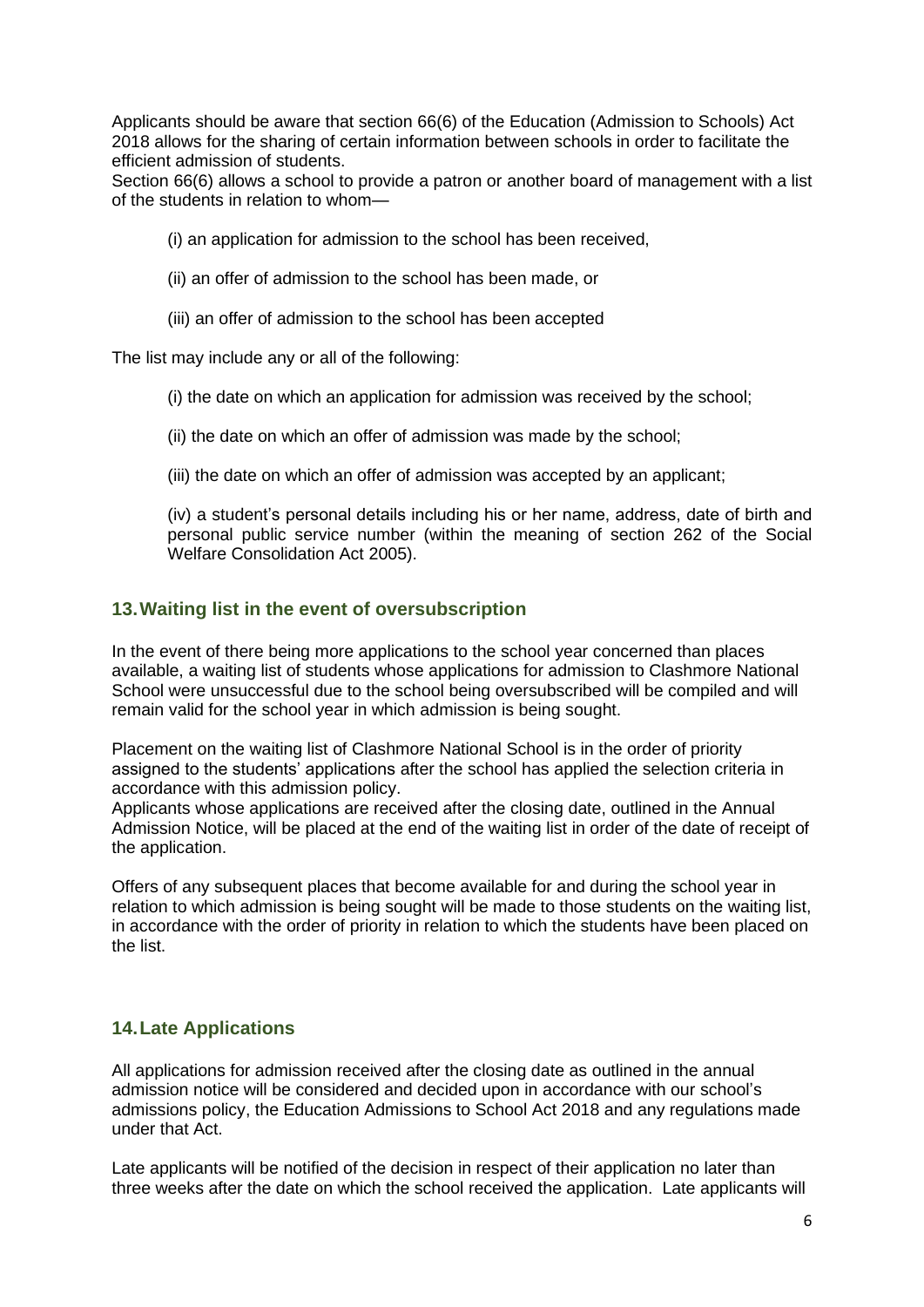Applicants should be aware that section 66(6) of the Education (Admission to Schools) Act 2018 allows for the sharing of certain information between schools in order to facilitate the efficient admission of students.

Section 66(6) allows a school to provide a patron or another board of management with a list of the students in relation to whom—

(i) an application for admission to the school has been received,

(ii) an offer of admission to the school has been made, or

(iii) an offer of admission to the school has been accepted

The list may include any or all of the following:

(i) the date on which an application for admission was received by the school;

(ii) the date on which an offer of admission was made by the school;

(iii) the date on which an offer of admission was accepted by an applicant;

(iv) a student's personal details including his or her name, address, date of birth and personal public service number (within the meaning of section 262 of the Social Welfare Consolidation Act 2005).

## 13. Waiting list in the event of oversubscription

In the event of there being more applications to the school year concerned than places available, a waiting list of students whose applications for admission to Clashmore National School were unsuccessful due to the school being oversubscribed will be compiled and will remain valid for the school year in which admission is being sought.

Placement on the waiting list of Clashmore National School is in the order of priority assigned to the students' applications after the school has applied the selection criteria in accordance with this admission policy.

Applicants whose applications are received after the closing date, outlined in the Annual Admission Notice, will be placed at the end of the waiting list in order of the date of receipt of the application.

Offers of any subsequent places that become available for and during the school year in relation to which admission is being sought will be made to those students on the waiting list, in accordance with the order of priority in relation to which the students have been placed on the list.

## 14. Late Applications

All applications for admission received after the closing date as outlined in the annual admission notice will be considered and decided upon in accordance with our school's admissions policy, the Education Admissions to School Act 2018 and any regulations made under that Act.

Late applicants will be notified of the decision in respect of their application no later than three weeks after the date on which the school received the application. Late applicants will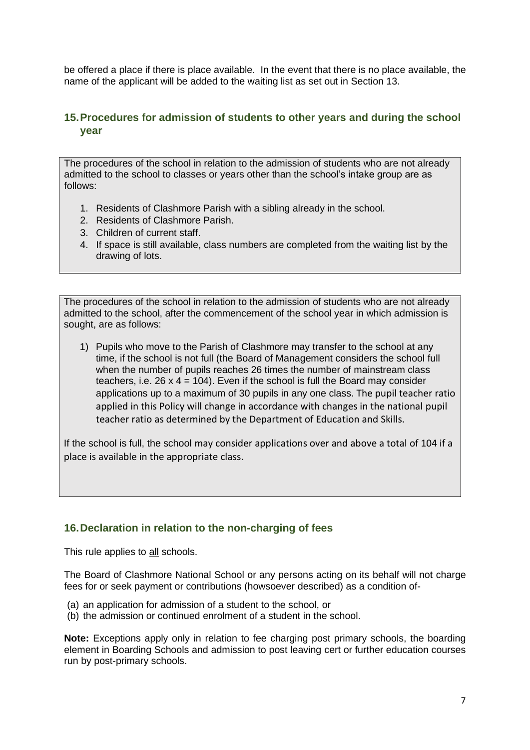be offered a place if there is place available. In the event that there is no place available, the name of the applicant will be added to the waiting list as set out in Section 13.

## 15. Procedures for admission of students to other years and during the school year

The procedures of the school in relation to the admission of students who are not already admitted to the school to classes or years other than the school's intake group are as follows:

1. Residents of Clashmore Parish with a sibling already in the school.
2. Residents of Clashmore Parish.
3. Children of current staff.
4. If space is still available, class numbers are completed from the waiting list by the drawing of lots.

The procedures of the school in relation to the admission of students who are not already admitted to the school, after the commencement of the school year in which admission is sought, are as follows:

1) Pupils who move to the Parish of Clashmore may transfer to the school at any time, if the school is not full (the Board of Management considers the school full when the number of pupils reaches 26 times the number of mainstream class teachers, i.e. 26 x 4 = 104). Even if the school is full the Board may consider applications up to a maximum of 30 pupils in any one class. The pupil teacher ratio applied in this Policy will change in accordance with changes in the national pupil teacher ratio as determined by the Department of Education and Skills.

If the school is full, the school may consider applications over and above a total of 104 if a place is available in the appropriate class.

## 16. Declaration in relation to the non-charging of fees

This rule applies to all schools.

The Board of Clashmore National School or any persons acting on its behalf will not charge fees for or seek payment or contributions (howsoever described) as a condition of-

(a) an application for admission of a student to the school, or
(b) the admission or continued enrolment of a student in the school.

**Note:** Exceptions apply only in relation to fee charging post primary schools, the boarding element in Boarding Schools and admission to post leaving cert or further education courses run by post-primary schools.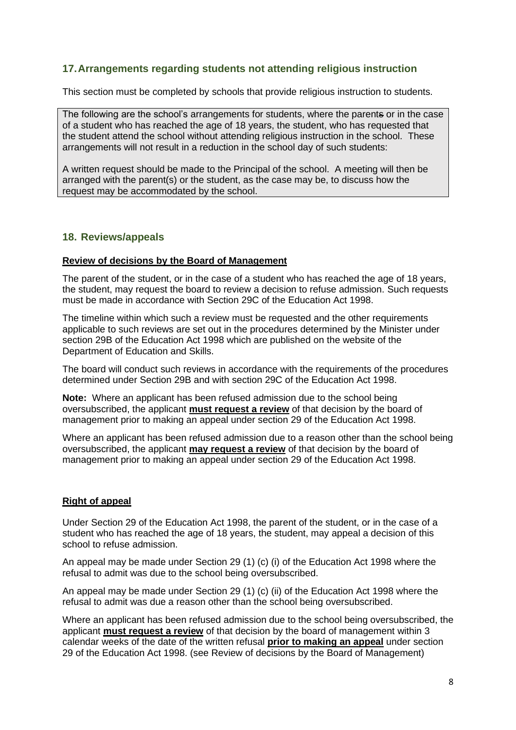## 17. Arrangements regarding students not attending religious instruction

This section must be completed by schools that provide religious instruction to students.

> The following are the school's arrangements for students, where the parents or in the case of a student who has reached the age of 18 years, the student, who has requested that the student attend the school without attending religious instruction in the school. These arrangements will not result in a reduction in the school day of such students:
>
> A written request should be made to the Principal of the school. A meeting will then be arranged with the parent(s) or the student, as the case may be, to discuss how the request may be accommodated by the school.

## 18. Reviews/appeals

**Review of decisions by the Board of Management**

The parent of the student, or in the case of a student who has reached the age of 18 years, the student, may request the board to review a decision to refuse admission. Such requests must be made in accordance with Section 29C of the Education Act 1998.

The timeline within which such a review must be requested and the other requirements applicable to such reviews are set out in the procedures determined by the Minister under section 29B of the Education Act 1998 which are published on the website of the Department of Education and Skills.

The board will conduct such reviews in accordance with the requirements of the procedures determined under Section 29B and with section 29C of the Education Act 1998.

**Note:** Where an applicant has been refused admission due to the school being oversubscribed, the applicant **must request a review** of that decision by the board of management prior to making an appeal under section 29 of the Education Act 1998.

Where an applicant has been refused admission due to a reason other than the school being oversubscribed, the applicant **may request a review** of that decision by the board of management prior to making an appeal under section 29 of the Education Act 1998.

**Right of appeal**

Under Section 29 of the Education Act 1998, the parent of the student, or in the case of a student who has reached the age of 18 years, the student, may appeal a decision of this school to refuse admission.

An appeal may be made under Section 29 (1) (c) (i) of the Education Act 1998 where the refusal to admit was due to the school being oversubscribed.

An appeal may be made under Section 29 (1) (c) (ii) of the Education Act 1998 where the refusal to admit was due a reason other than the school being oversubscribed.

Where an applicant has been refused admission due to the school being oversubscribed, the applicant **must request a review** of that decision by the board of management within 3 calendar weeks of the date of the written refusal **prior to making an appeal** under section 29 of the Education Act 1998. (see Review of decisions by the Board of Management)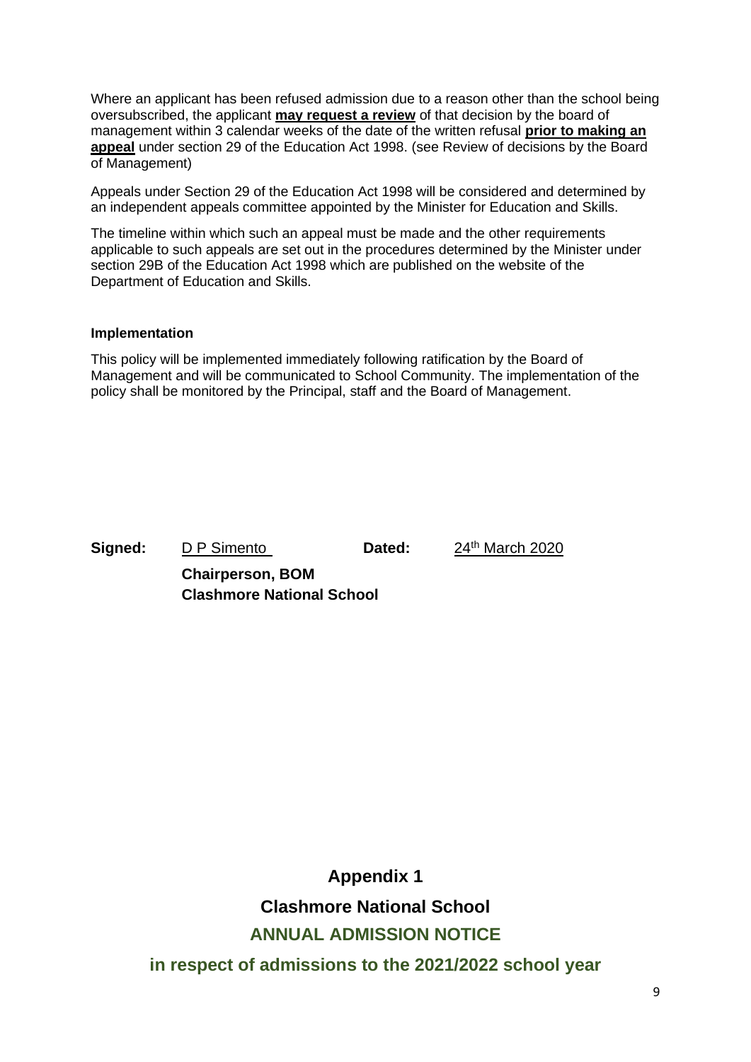Where an applicant has been refused admission due to a reason other than the school being oversubscribed, the applicant **may request a review** of that decision by the board of management within 3 calendar weeks of the date of the written refusal **prior to making an appeal** under section 29 of the Education Act 1998. (see Review of decisions by the Board of Management)

Appeals under Section 29 of the Education Act 1998 will be considered and determined by an independent appeals committee appointed by the Minister for Education and Skills.

The timeline within which such an appeal must be made and the other requirements applicable to such appeals are set out in the procedures determined by the Minister under section 29B of the Education Act 1998 which are published on the website of the Department of Education and Skills.

**Implementation**

This policy will be implemented immediately following ratification by the Board of Management and will be communicated to School Community. The implementation of the policy shall be monitored by the Principal, staff and the Board of Management.

**Signed:** D P Simento **Dated:** 24th March 2020

**Chairperson, BOM**
**Clashmore National School**

## Appendix 1

## Clashmore National School

## ANNUAL ADMISSION NOTICE

## in respect of admissions to the 2021/2022 school year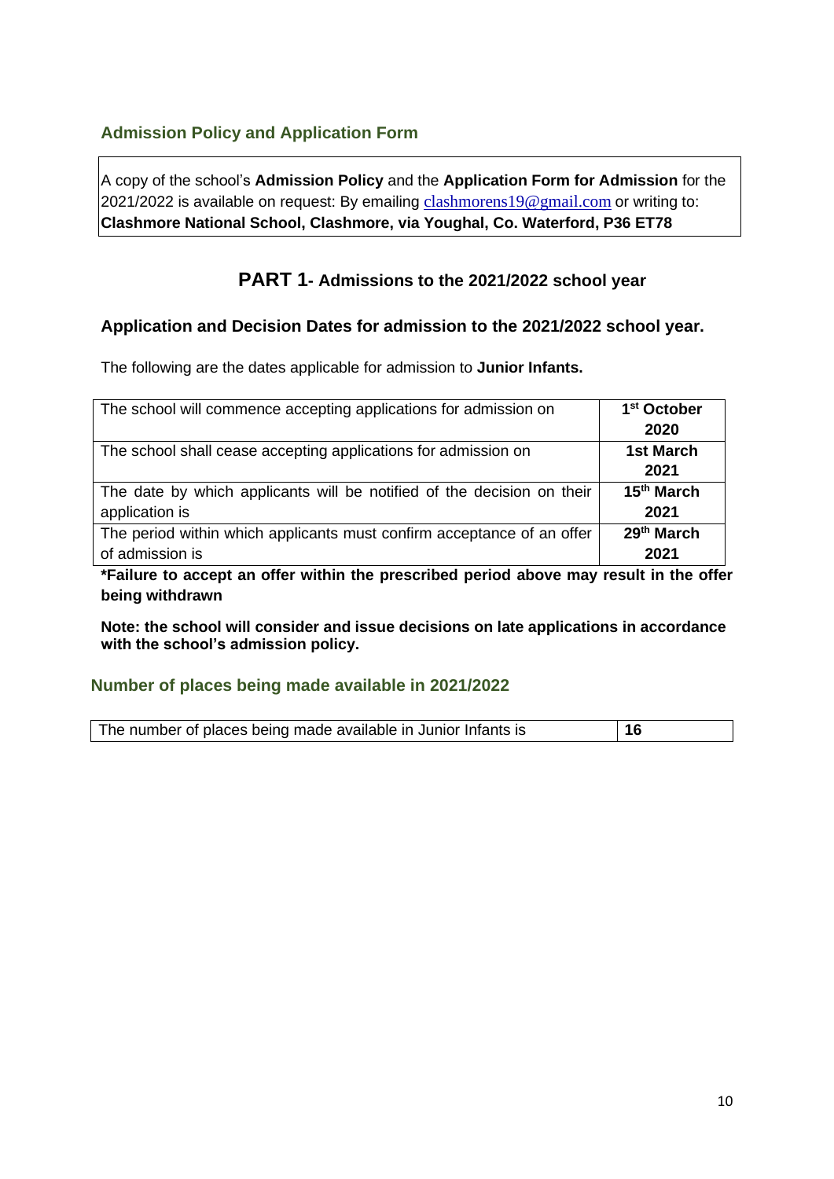## Admission Policy and Application Form

A copy of the school's **Admission Policy** and the **Application Form for Admission** for the 2021/2022 is available on request: By emailing clashmorens19@gmail.com or writing to: **Clashmore National School, Clashmore, via Youghal, Co. Waterford, P36 ET78**

## PART 1- Admissions to the 2021/2022 school year

### Application and Decision Dates for admission to the 2021/2022 school year.

The following are the dates applicable for admission to **Junior Infants.**

| | |
|---|---|
| The school will commence accepting applications for admission on | **1st October 2020** |
| The school shall cease accepting applications for admission on | **1st March 2021** |
| The date by which applicants will be notified of the decision on their application is | **15th March 2021** |
| The period within which applicants must confirm acceptance of an offer of admission is | **29th March 2021** |

**\*Failure to accept an offer within the prescribed period above may result in the offer being withdrawn**

**Note: the school will consider and issue decisions on late applications in accordance with the school's admission policy.**

### Number of places being made available in 2021/2022

| | |
|---|---|
| The number of places being made available in Junior Infants is | **16** |